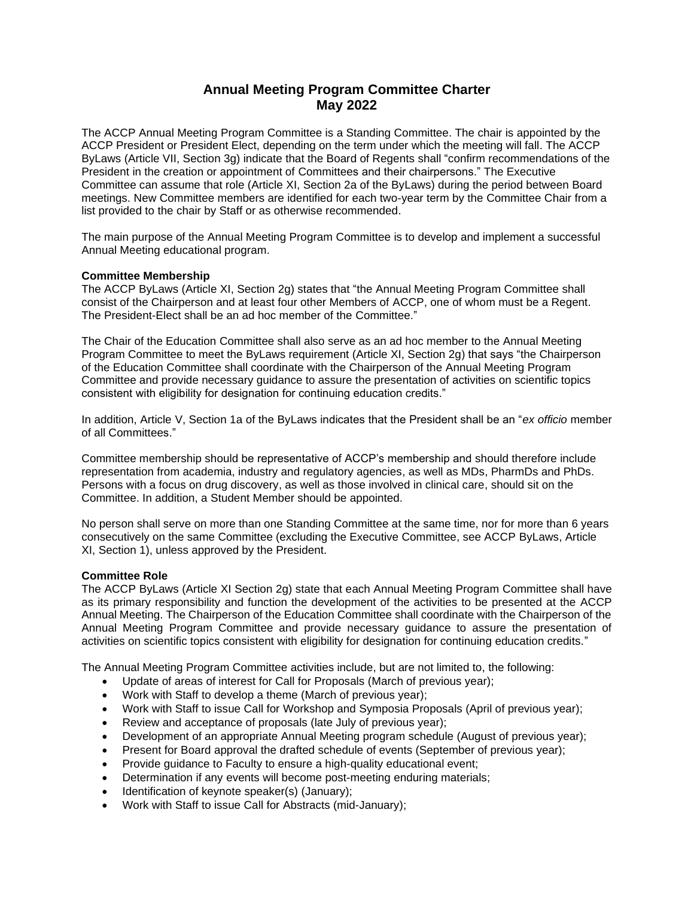# Annual Meeting Program Committee Charter
# May 2022

The ACCP Annual Meeting Program Committee is a Standing Committee. The chair is appointed by the ACCP President or President Elect, depending on the term under which the meeting will fall. The ACCP ByLaws (Article VII, Section 3g) indicate that the Board of Regents shall "confirm recommendations of the President in the creation or appointment of Committees and their chairpersons." The Executive Committee can assume that role (Article XI, Section 2a of the ByLaws) during the period between Board meetings. New Committee members are identified for each two-year term by the Committee Chair from a list provided to the chair by Staff or as otherwise recommended.

The main purpose of the Annual Meeting Program Committee is to develop and implement a successful Annual Meeting educational program.

**Committee Membership**

The ACCP ByLaws (Article XI, Section 2g) states that "the Annual Meeting Program Committee shall consist of the Chairperson and at least four other Members of ACCP, one of whom must be a Regent. The President-Elect shall be an ad hoc member of the Committee."

The Chair of the Education Committee shall also serve as an ad hoc member to the Annual Meeting Program Committee to meet the ByLaws requirement (Article XI, Section 2g) that says "the Chairperson of the Education Committee shall coordinate with the Chairperson of the Annual Meeting Program Committee and provide necessary guidance to assure the presentation of activities on scientific topics consistent with eligibility for designation for continuing education credits."

In addition, Article V, Section 1a of the ByLaws indicates that the President shall be an "*ex officio* member of all Committees."

Committee membership should be representative of ACCP's membership and should therefore include representation from academia, industry and regulatory agencies, as well as MDs, PharmDs and PhDs. Persons with a focus on drug discovery, as well as those involved in clinical care, should sit on the Committee. In addition, a Student Member should be appointed.

No person shall serve on more than one Standing Committee at the same time, nor for more than 6 years consecutively on the same Committee (excluding the Executive Committee, see ACCP ByLaws, Article XI, Section 1), unless approved by the President.

**Committee Role**

The ACCP ByLaws (Article XI Section 2g) state that each Annual Meeting Program Committee shall have as its primary responsibility and function the development of the activities to be presented at the ACCP Annual Meeting. The Chairperson of the Education Committee shall coordinate with the Chairperson of the Annual Meeting Program Committee and provide necessary guidance to assure the presentation of activities on scientific topics consistent with eligibility for designation for continuing education credits."

The Annual Meeting Program Committee activities include, but are not limited to, the following:

- Update of areas of interest for Call for Proposals (March of previous year);
- Work with Staff to develop a theme (March of previous year);
- Work with Staff to issue Call for Workshop and Symposia Proposals (April of previous year);
- Review and acceptance of proposals (late July of previous year);
- Development of an appropriate Annual Meeting program schedule (August of previous year);
- Present for Board approval the drafted schedule of events (September of previous year);
- Provide guidance to Faculty to ensure a high-quality educational event;
- Determination if any events will become post-meeting enduring materials;
- Identification of keynote speaker(s) (January);
- Work with Staff to issue Call for Abstracts (mid-January);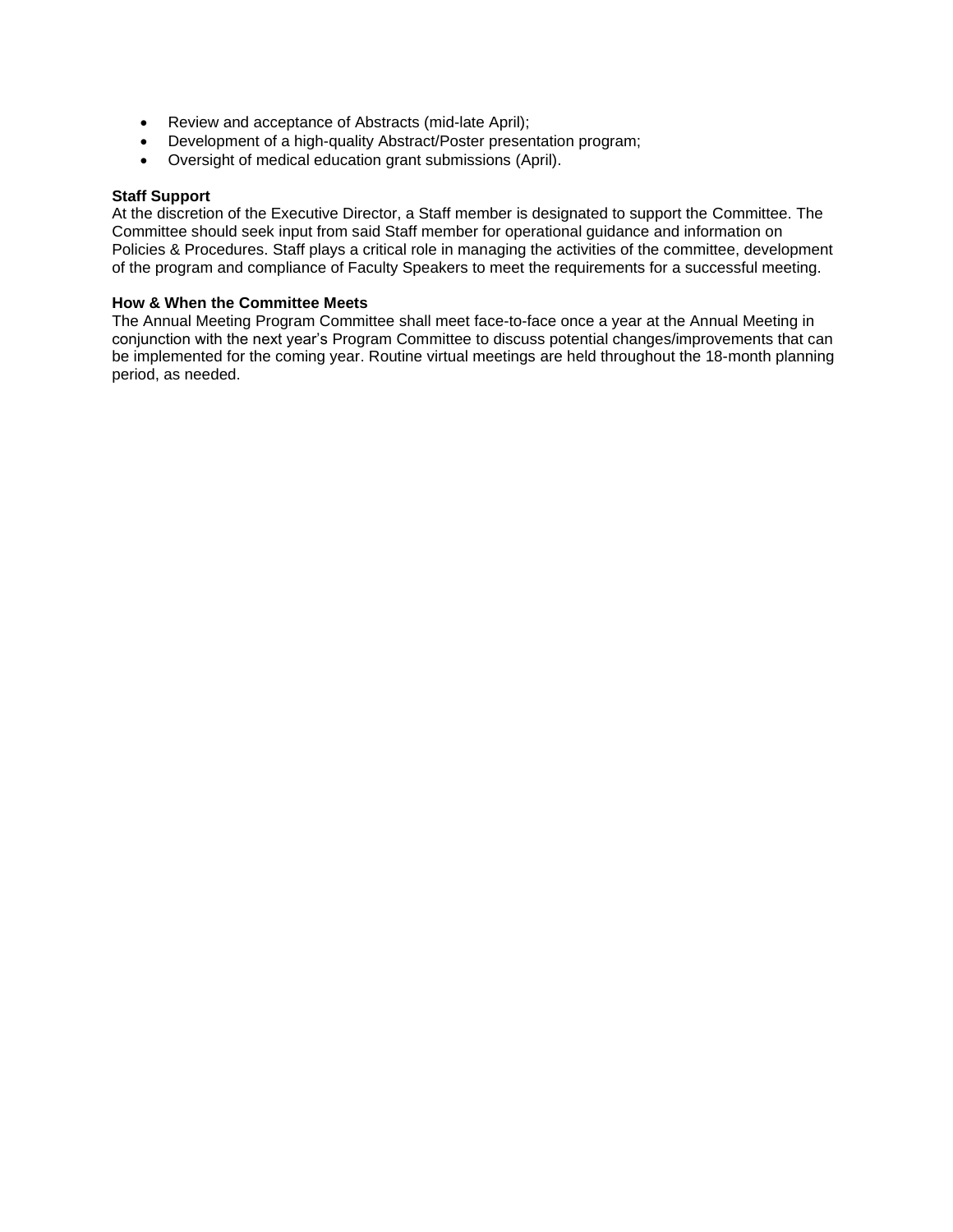- Review and acceptance of Abstracts (mid-late April);
- Development of a high-quality Abstract/Poster presentation program;
- Oversight of medical education grant submissions (April).

**Staff Support**

At the discretion of the Executive Director, a Staff member is designated to support the Committee. The Committee should seek input from said Staff member for operational guidance and information on Policies & Procedures. Staff plays a critical role in managing the activities of the committee, development of the program and compliance of Faculty Speakers to meet the requirements for a successful meeting.

**How & When the Committee Meets**

The Annual Meeting Program Committee shall meet face-to-face once a year at the Annual Meeting in conjunction with the next year's Program Committee to discuss potential changes/improvements that can be implemented for the coming year. Routine virtual meetings are held throughout the 18-month planning period, as needed.